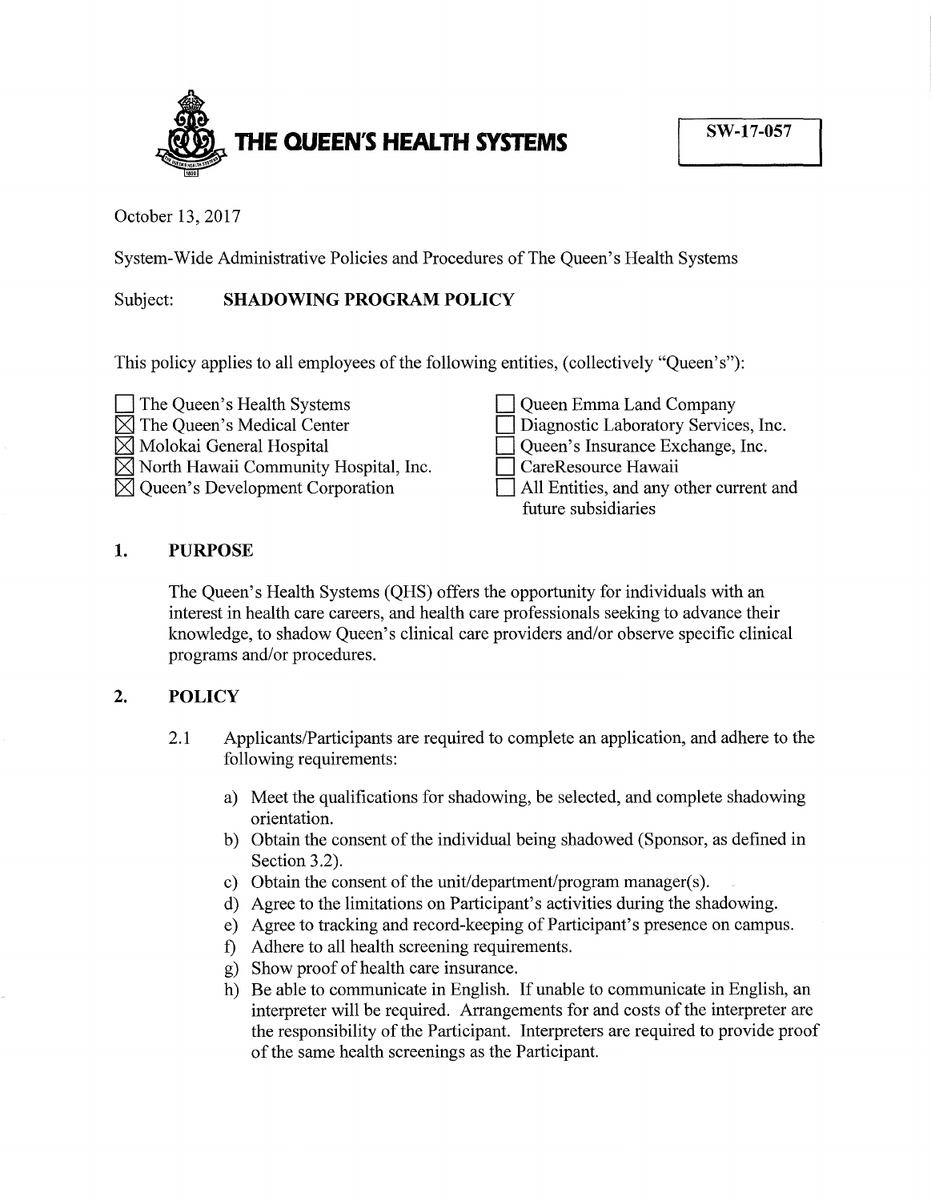# THE QUEEN'S HEALTH SYSTEMS

SW-17-057

October 13, 2017

System-Wide Administrative Policies and Procedures of The Queen's Health Systems

Subject: **SHADOWING PROGRAM POLICY**

This policy applies to all employees of the following entities, (collectively "Queen's"):

- ☐ The Queen's Health Systems
- ☒ The Queen's Medical Center
- ☒ Molokai General Hospital
- ☒ North Hawaii Community Hospital, Inc.
- ☒ Queen's Development Corporation
- ☐ Queen Emma Land Company
- ☐ Diagnostic Laboratory Services, Inc.
- ☐ Queen's Insurance Exchange, Inc.
- ☐ CareResource Hawaii
- ☐ All Entities, and any other current and future subsidiaries

## 1. PURPOSE

The Queen's Health Systems (QHS) offers the opportunity for individuals with an interest in health care careers, and health care professionals seeking to advance their knowledge, to shadow Queen's clinical care providers and/or observe specific clinical programs and/or procedures.

## 2. POLICY

2.1 Applicants/Participants are required to complete an application, and adhere to the following requirements:

a) Meet the qualifications for shadowing, be selected, and complete shadowing orientation.

b) Obtain the consent of the individual being shadowed (Sponsor, as defined in Section 3.2).

c) Obtain the consent of the unit/department/program manager(s).

d) Agree to the limitations on Participant's activities during the shadowing.

e) Agree to tracking and record-keeping of Participant's presence on campus.

f) Adhere to all health screening requirements.

g) Show proof of health care insurance.

h) Be able to communicate in English. If unable to communicate in English, an interpreter will be required. Arrangements for and costs of the interpreter are the responsibility of the Participant. Interpreters are required to provide proof of the same health screenings as the Participant.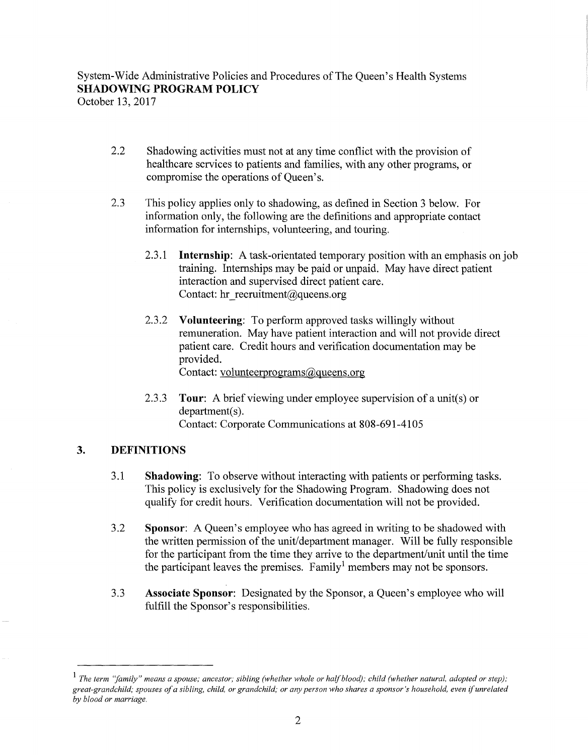2.2 Shadowing activities must not at any time conflict with the provision of healthcare services to patients and families, with any other programs, or compromise the operations of Queen's.

2.3 This policy applies only to shadowing, as defined in Section 3 below. For information only, the following are the definitions and appropriate contact information for internships, volunteering, and touring.

2.3.1 **Internship**: A task-orientated temporary position with an emphasis on job training. Internships may be paid or unpaid. May have direct patient interaction and supervised direct patient care.
Contact: hr_recruitment@queens.org

2.3.2 **Volunteering**: To perform approved tasks willingly without remuneration. May have patient interaction and will not provide direct patient care. Credit hours and verification documentation may be provided.
Contact: volunteerprograms@queens.org

2.3.3 **Tour**: A brief viewing under employee supervision of a unit(s) or department(s).
Contact: Corporate Communications at 808-691-4105

## 3. DEFINITIONS

3.1 **Shadowing**: To observe without interacting with patients or performing tasks. This policy is exclusively for the Shadowing Program. Shadowing does not qualify for credit hours. Verification documentation will not be provided.

3.2 **Sponsor**: A Queen's employee who has agreed in writing to be shadowed with the written permission of the unit/department manager. Will be fully responsible for the participant from the time they arrive to the department/unit until the time the participant leaves the premises. Family[1] members may not be sponsors.

3.3 **Associate Sponsor**: Designated by the Sponsor, a Queen's employee who will fulfill the Sponsor's responsibilities.

---

[1] *The term "family" means a spouse; ancestor; sibling (whether whole or half blood); child (whether natural, adopted or step); great-grandchild; spouses of a sibling, child, or grandchild; or any person who shares a sponsor's household, even if unrelated by blood or marriage.*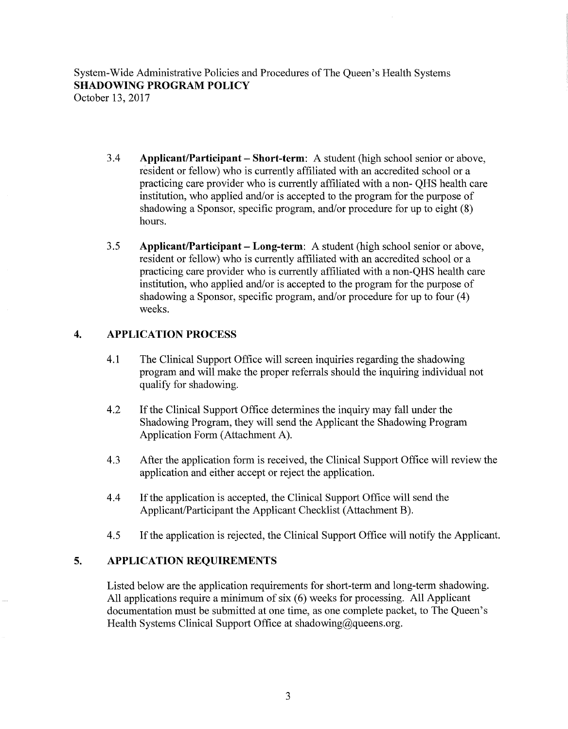3.4 **Applicant/Participant – Short-term**: A student (high school senior or above, resident or fellow) who is currently affiliated with an accredited school or a practicing care provider who is currently affiliated with a non- QHS health care institution, who applied and/or is accepted to the program for the purpose of shadowing a Sponsor, specific program, and/or procedure for up to eight (8) hours.

3.5 **Applicant/Participant – Long-term**: A student (high school senior or above, resident or fellow) who is currently affiliated with an accredited school or a practicing care provider who is currently affiliated with a non-QHS health care institution, who applied and/or is accepted to the program for the purpose of shadowing a Sponsor, specific program, and/or procedure for up to four (4) weeks.

## 4. APPLICATION PROCESS

4.1 The Clinical Support Office will screen inquiries regarding the shadowing program and will make the proper referrals should the inquiring individual not qualify for shadowing.

4.2 If the Clinical Support Office determines the inquiry may fall under the Shadowing Program, they will send the Applicant the Shadowing Program Application Form (Attachment A).

4.3 After the application form is received, the Clinical Support Office will review the application and either accept or reject the application.

4.4 If the application is accepted, the Clinical Support Office will send the Applicant/Participant the Applicant Checklist (Attachment B).

4.5 If the application is rejected, the Clinical Support Office will notify the Applicant.

## 5. APPLICATION REQUIREMENTS

Listed below are the application requirements for short-term and long-term shadowing. All applications require a minimum of six (6) weeks for processing. All Applicant documentation must be submitted at one time, as one complete packet, to The Queen's Health Systems Clinical Support Office at shadowing@queens.org.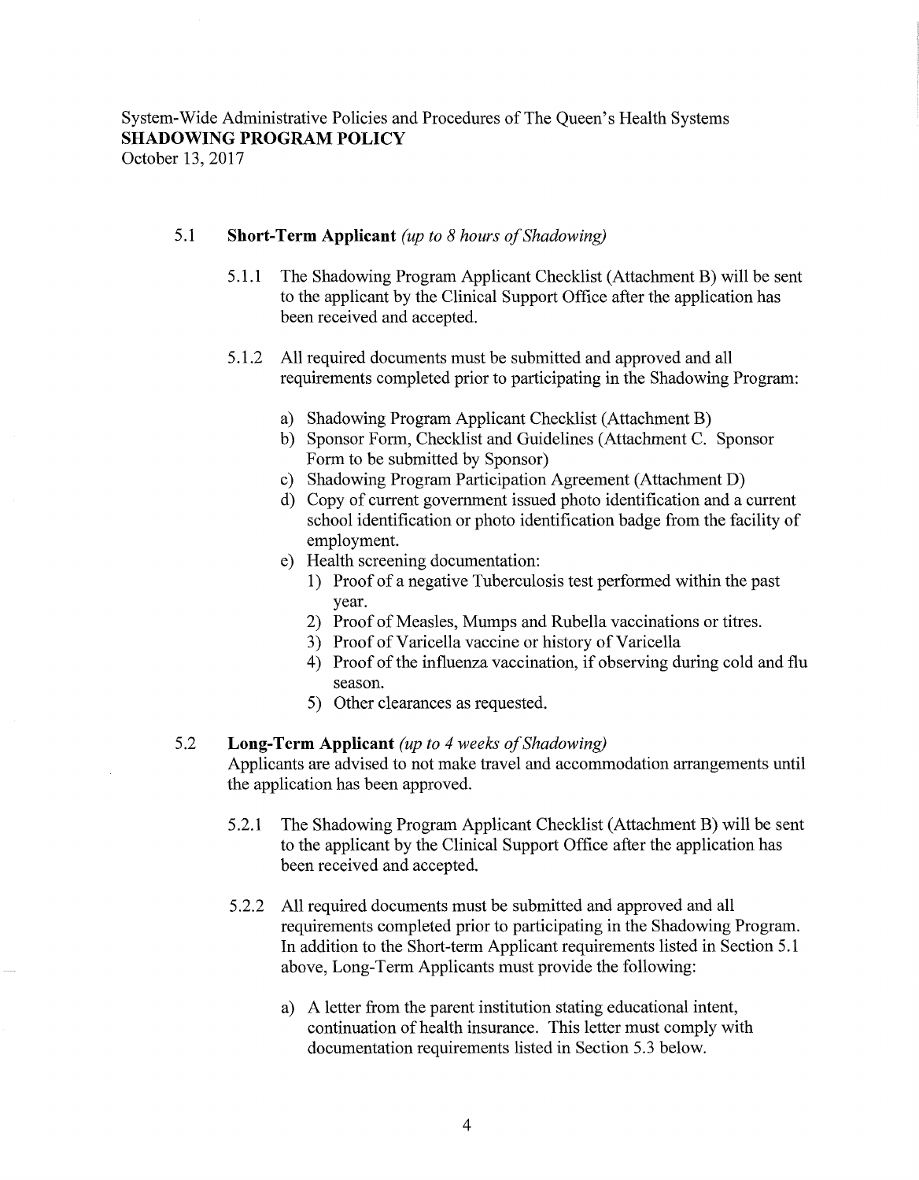### 5.1 **Short-Term Applicant** *(up to 8 hours of Shadowing)*

5.1.1 The Shadowing Program Applicant Checklist (Attachment B) will be sent to the applicant by the Clinical Support Office after the application has been received and accepted.

5.1.2 All required documents must be submitted and approved and all requirements completed prior to participating in the Shadowing Program:

a) Shadowing Program Applicant Checklist (Attachment B)

b) Sponsor Form, Checklist and Guidelines (Attachment C. Sponsor Form to be submitted by Sponsor)

c) Shadowing Program Participation Agreement (Attachment D)

d) Copy of current government issued photo identification and a current school identification or photo identification badge from the facility of employment.

e) Health screening documentation:
   1) Proof of a negative Tuberculosis test performed within the past year.
   2) Proof of Measles, Mumps and Rubella vaccinations or titres.
   3) Proof of Varicella vaccine or history of Varicella
   4) Proof of the influenza vaccination, if observing during cold and flu season.
   5) Other clearances as requested.

### 5.2 **Long-Term Applicant** *(up to 4 weeks of Shadowing)*

Applicants are advised to not make travel and accommodation arrangements until the application has been approved.

5.2.1 The Shadowing Program Applicant Checklist (Attachment B) will be sent to the applicant by the Clinical Support Office after the application has been received and accepted.

5.2.2 All required documents must be submitted and approved and all requirements completed prior to participating in the Shadowing Program. In addition to the Short-term Applicant requirements listed in Section 5.1 above, Long-Term Applicants must provide the following:

a) A letter from the parent institution stating educational intent, continuation of health insurance. This letter must comply with documentation requirements listed in Section 5.3 below.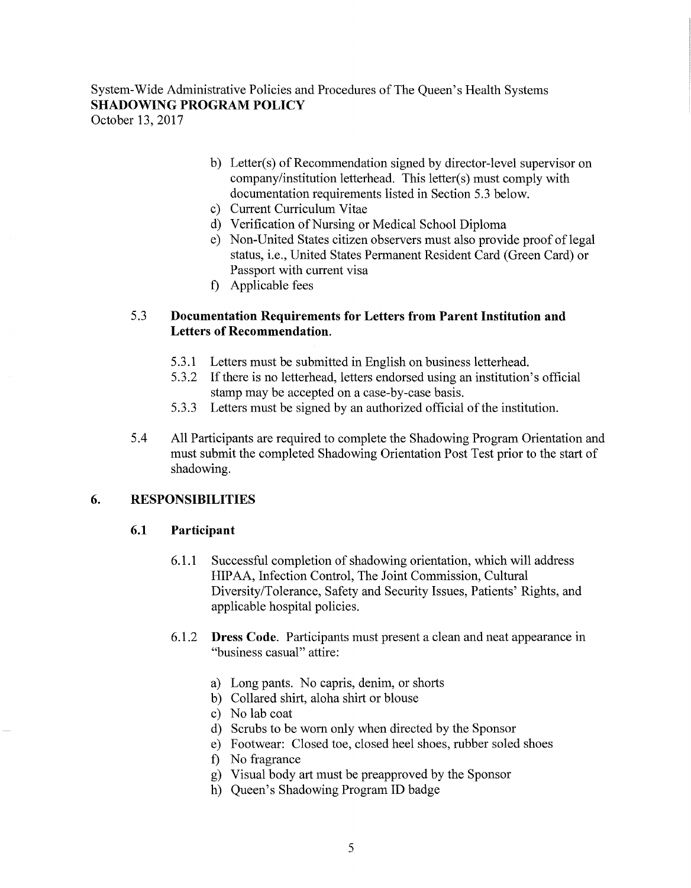b) Letter(s) of Recommendation signed by director-level supervisor on company/institution letterhead. This letter(s) must comply with documentation requirements listed in Section 5.3 below.
c) Current Curriculum Vitae
d) Verification of Nursing or Medical School Diploma
e) Non-United States citizen observers must also provide proof of legal status, i.e., United States Permanent Resident Card (Green Card) or Passport with current visa
f) Applicable fees

5.3 **Documentation Requirements for Letters from Parent Institution and Letters of Recommendation.**

5.3.1 Letters must be submitted in English on business letterhead.

5.3.2 If there is no letterhead, letters endorsed using an institution's official stamp may be accepted on a case-by-case basis.

5.3.3 Letters must be signed by an authorized official of the institution.

5.4 All Participants are required to complete the Shadowing Program Orientation and must submit the completed Shadowing Orientation Post Test prior to the start of shadowing.

## 6. RESPONSIBILITIES

### 6.1 Participant

6.1.1 Successful completion of shadowing orientation, which will address HIPAA, Infection Control, The Joint Commission, Cultural Diversity/Tolerance, Safety and Security Issues, Patients' Rights, and applicable hospital policies.

6.1.2 **Dress Code**. Participants must present a clean and neat appearance in "business casual" attire:

a) Long pants. No capris, denim, or shorts
b) Collared shirt, aloha shirt or blouse
c) No lab coat
d) Scrubs to be worn only when directed by the Sponsor
e) Footwear: Closed toe, closed heel shoes, rubber soled shoes
f) No fragrance
g) Visual body art must be preapproved by the Sponsor
h) Queen's Shadowing Program ID badge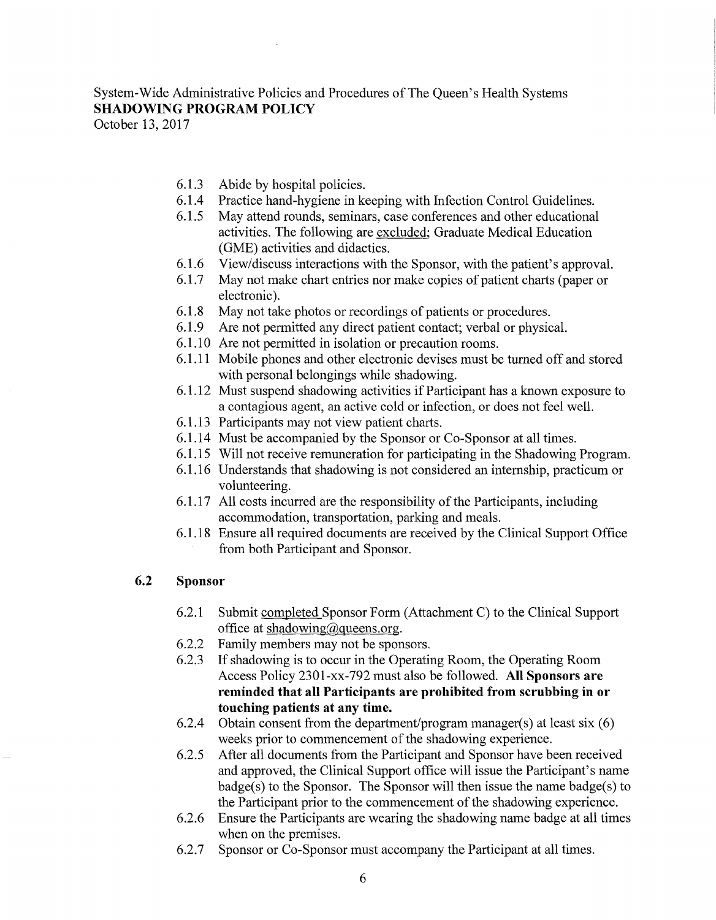6.1.3 Abide by hospital policies.

6.1.4 Practice hand-hygiene in keeping with Infection Control Guidelines.

6.1.5 May attend rounds, seminars, case conferences and other educational activities. The following are excluded; Graduate Medical Education (GME) activities and didactics.

6.1.6 View/discuss interactions with the Sponsor, with the patient's approval.

6.1.7 May not make chart entries nor make copies of patient charts (paper or electronic).

6.1.8 May not take photos or recordings of patients or procedures.

6.1.9 Are not permitted any direct patient contact; verbal or physical.

6.1.10 Are not permitted in isolation or precaution rooms.

6.1.11 Mobile phones and other electronic devises must be turned off and stored with personal belongings while shadowing.

6.1.12 Must suspend shadowing activities if Participant has a known exposure to a contagious agent, an active cold or infection, or does not feel well.

6.1.13 Participants may not view patient charts.

6.1.14 Must be accompanied by the Sponsor or Co-Sponsor at all times.

6.1.15 Will not receive remuneration for participating in the Shadowing Program.

6.1.16 Understands that shadowing is not considered an internship, practicum or volunteering.

6.1.17 All costs incurred are the responsibility of the Participants, including accommodation, transportation, parking and meals.

6.1.18 Ensure all required documents are received by the Clinical Support Office from both Participant and Sponsor.

### 6.2 Sponsor

6.2.1 Submit completed Sponsor Form (Attachment C) to the Clinical Support office at shadowing@queens.org.

6.2.2 Family members may not be sponsors.

6.2.3 If shadowing is to occur in the Operating Room, the Operating Room Access Policy 2301-xx-792 must also be followed. **All Sponsors are reminded that all Participants are prohibited from scrubbing in or touching patients at any time.**

6.2.4 Obtain consent from the department/program manager(s) at least six (6) weeks prior to commencement of the shadowing experience.

6.2.5 After all documents from the Participant and Sponsor have been received and approved, the Clinical Support office will issue the Participant's name badge(s) to the Sponsor. The Sponsor will then issue the name badge(s) to the Participant prior to the commencement of the shadowing experience.

6.2.6 Ensure the Participants are wearing the shadowing name badge at all times when on the premises.

6.2.7 Sponsor or Co-Sponsor must accompany the Participant at all times.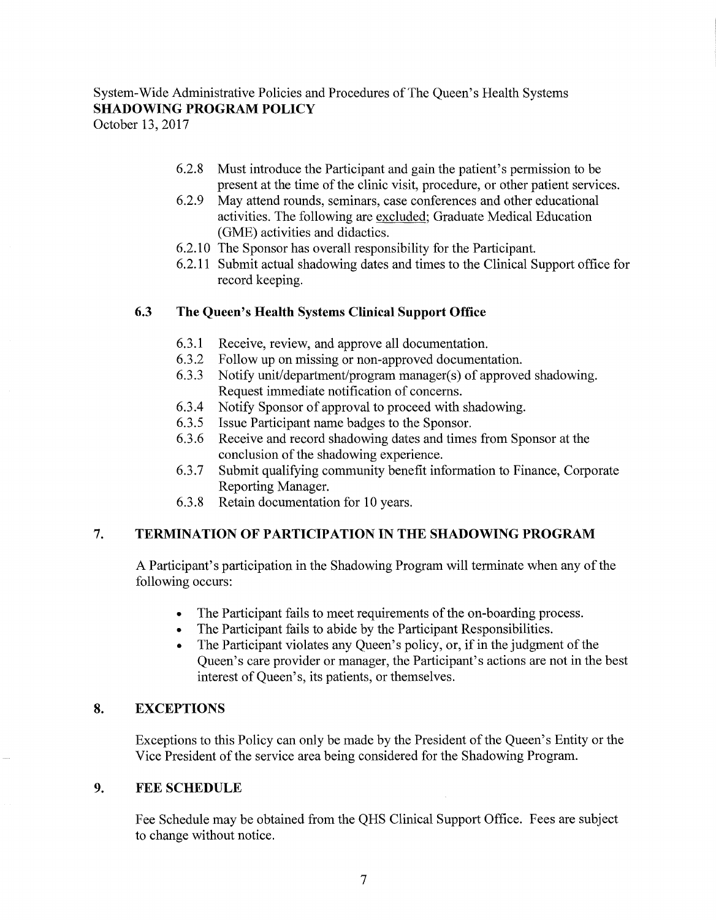- 6.2.8 Must introduce the Participant and gain the patient's permission to be present at the time of the clinic visit, procedure, or other patient services.
- 6.2.9 May attend rounds, seminars, case conferences and other educational activities. The following are excluded; Graduate Medical Education (GME) activities and didactics.
- 6.2.10 The Sponsor has overall responsibility for the Participant.
- 6.2.11 Submit actual shadowing dates and times to the Clinical Support office for record keeping.

### 6.3 The Queen's Health Systems Clinical Support Office

- 6.3.1 Receive, review, and approve all documentation.
- 6.3.2 Follow up on missing or non-approved documentation.
- 6.3.3 Notify unit/department/program manager(s) of approved shadowing. Request immediate notification of concerns.
- 6.3.4 Notify Sponsor of approval to proceed with shadowing.
- 6.3.5 Issue Participant name badges to the Sponsor.
- 6.3.6 Receive and record shadowing dates and times from Sponsor at the conclusion of the shadowing experience.
- 6.3.7 Submit qualifying community benefit information to Finance, Corporate Reporting Manager.
- 6.3.8 Retain documentation for 10 years.

## 7. TERMINATION OF PARTICIPATION IN THE SHADOWING PROGRAM

A Participant's participation in the Shadowing Program will terminate when any of the following occurs:

- The Participant fails to meet requirements of the on-boarding process.
- The Participant fails to abide by the Participant Responsibilities.
- The Participant violates any Queen's policy, or, if in the judgment of the Queen's care provider or manager, the Participant's actions are not in the best interest of Queen's, its patients, or themselves.

## 8. EXCEPTIONS

Exceptions to this Policy can only be made by the President of the Queen's Entity or the Vice President of the service area being considered for the Shadowing Program.

## 9. FEE SCHEDULE

Fee Schedule may be obtained from the QHS Clinical Support Office. Fees are subject to change without notice.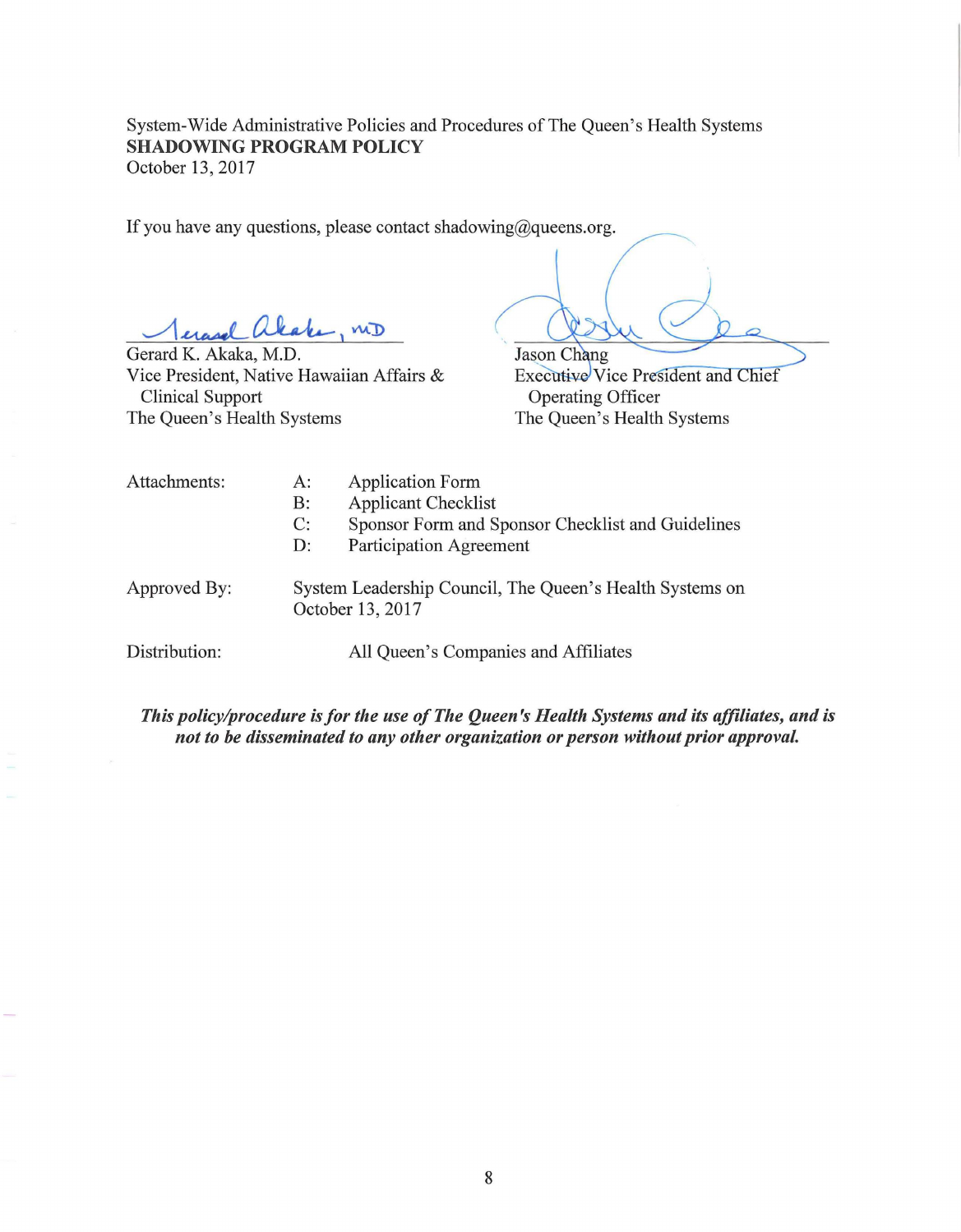System-Wide Administrative Policies and Procedures of The Queen's Health Systems
**SHADOWING PROGRAM POLICY**
October 13, 2017

If you have any questions, please contact shadowing@queens.org.

Gerard K. Akaka, M.D.
Vice President, Native Hawaiian Affairs & Clinical Support
The Queen's Health Systems

Jason Chang
Executive Vice President and Chief Operating Officer
The Queen's Health Systems

Attachments:
- A: Application Form
- B: Applicant Checklist
- C: Sponsor Form and Sponsor Checklist and Guidelines
- D: Participation Agreement

Approved By: System Leadership Council, The Queen's Health Systems on October 13, 2017

Distribution: All Queen's Companies and Affiliates

***This policy/procedure is for the use of The Queen's Health Systems and its affiliates, and is not to be disseminated to any other organization or person without prior approval.***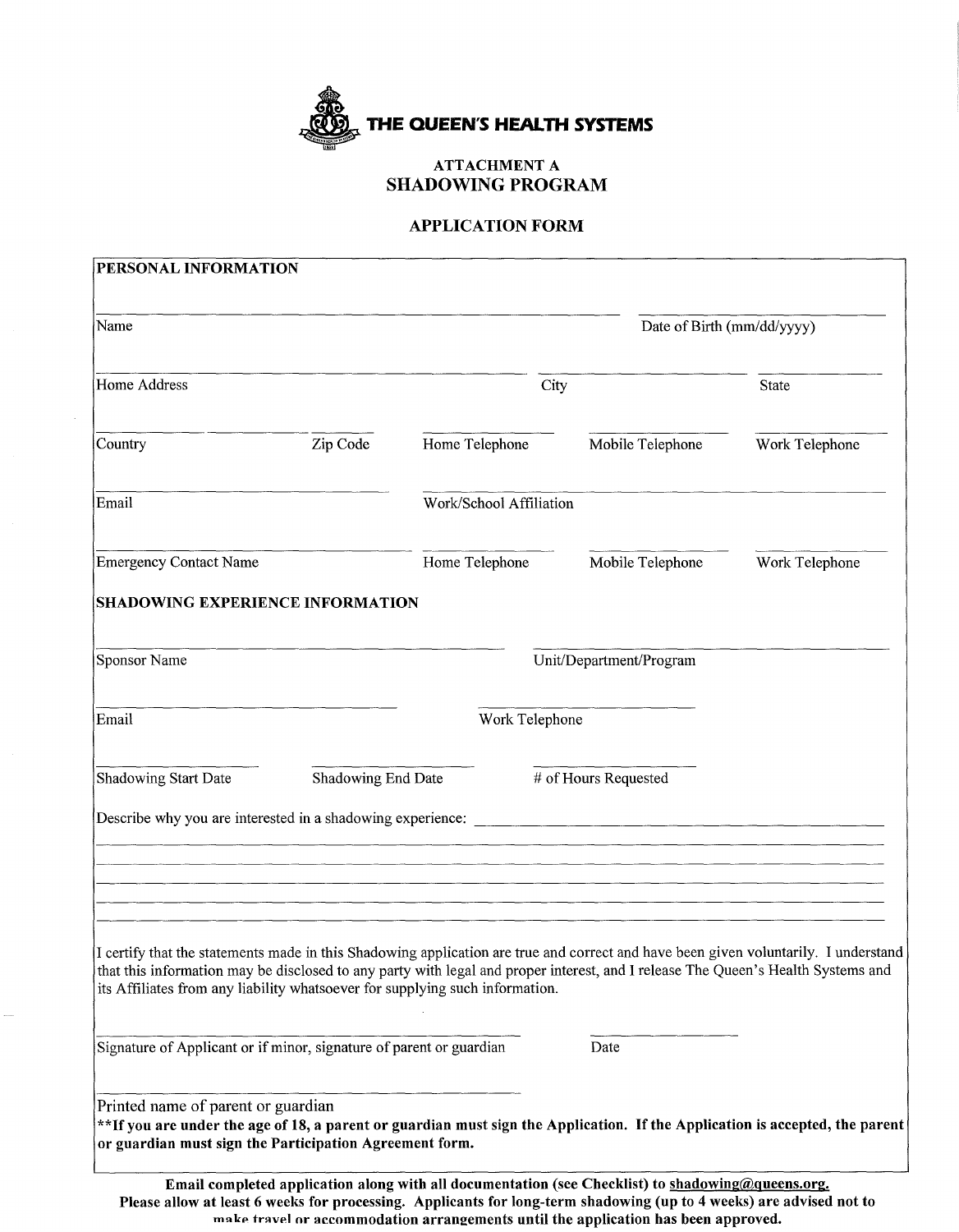# THE QUEEN'S HEALTH SYSTEMS

## ATTACHMENT A
## SHADOWING PROGRAM

## APPLICATION FORM

**PERSONAL INFORMATION**

Name ____________________ Date of Birth (mm/dd/yyyy) ____________________

Home Address ____________________ City ____________________ State ____________________

Country ____________ Zip Code ____________ Home Telephone ____________ Mobile Telephone ____________ Work Telephone ____________

Email ____________________ Work/School Affiliation ____________________

Emergency Contact Name ____________________ Home Telephone ____________ Mobile Telephone ____________ Work Telephone ____________

**SHADOWING EXPERIENCE INFORMATION**

Sponsor Name ____________________ Unit/Department/Program ____________________

Email ____________________ Work Telephone ____________________

Shadowing Start Date ____________ Shadowing End Date ____________ # of Hours Requested ____________

Describe why you are interested in a shadowing experience: ________________________________________

________________________________________________________________________________

________________________________________________________________________________

________________________________________________________________________________

________________________________________________________________________________

I certify that the statements made in this Shadowing application are true and correct and have been given voluntarily. I understand that this information may be disclosed to any party with legal and proper interest, and I release The Queen's Health Systems and its Affiliates from any liability whatsoever for supplying such information.

____________________ ____________

Signature of Applicant or if minor, signature of parent or guardian Date

____________________

Printed name of parent or guardian

****If you are under the age of 18, a parent or guardian must sign the Application. If the Application is accepted, the parent or guardian must sign the Participation Agreement form.**

**Email completed application along with all documentation (see Checklist) to shadowing@queens.org. Please allow at least 6 weeks for processing. Applicants for long-term shadowing (up to 4 weeks) are advised not to make travel or accommodation arrangements until the application has been approved.**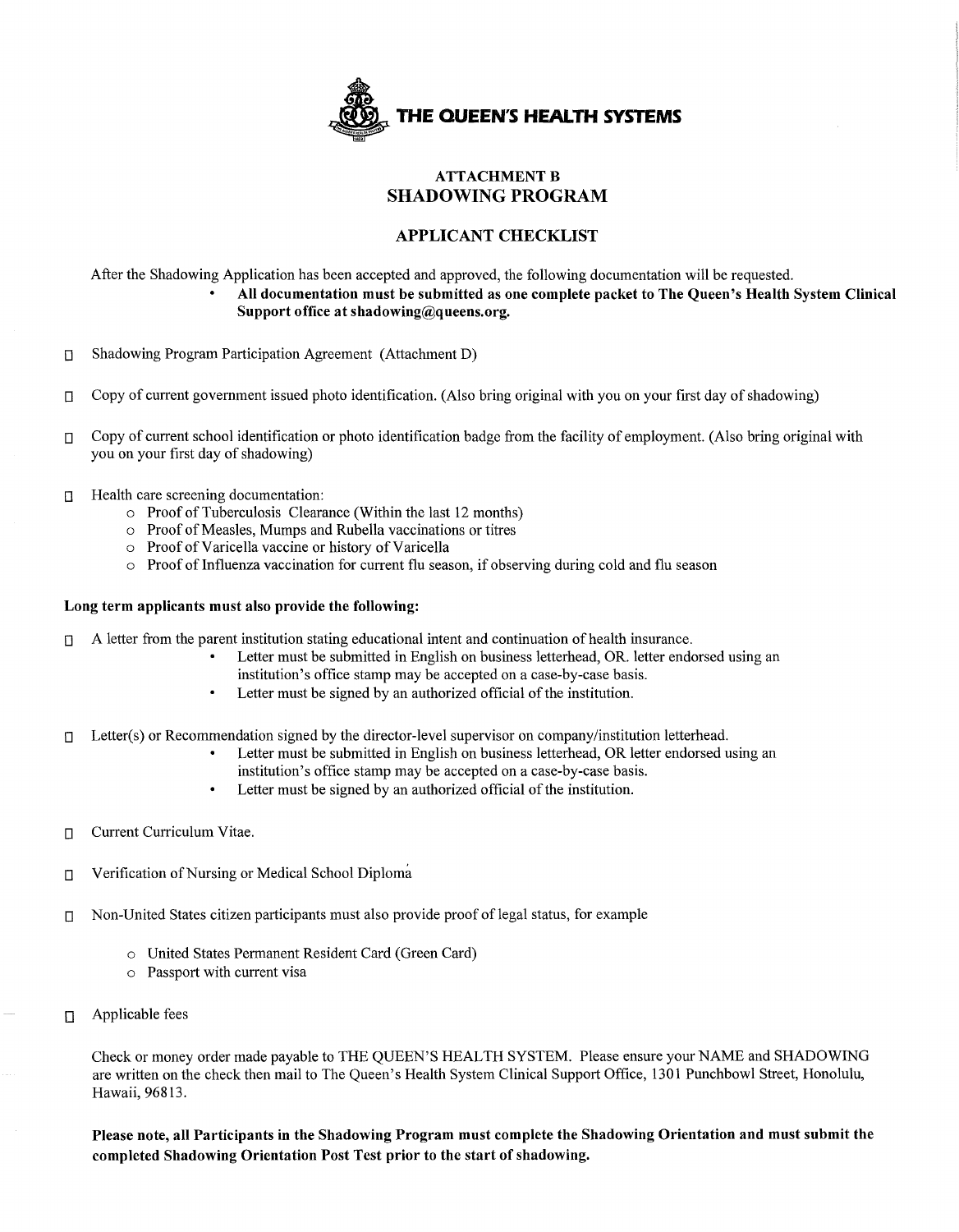**THE QUEEN'S HEALTH SYSTEMS**

## ATTACHMENT B
## SHADOWING PROGRAM

### APPLICANT CHECKLIST

After the Shadowing Application has been accepted and approved, the following documentation will be requested.

- **All documentation must be submitted as one complete packet to The Queen's Health System Clinical Support office at shadowing@queens.org.**

☐ Shadowing Program Participation Agreement (Attachment D)

☐ Copy of current government issued photo identification. (Also bring original with you on your first day of shadowing)

☐ Copy of current school identification or photo identification badge from the facility of employment. (Also bring original with you on your first day of shadowing)

☐ Health care screening documentation:
  - Proof of Tuberculosis Clearance (Within the last 12 months)
  - Proof of Measles, Mumps and Rubella vaccinations or titres
  - Proof of Varicella vaccine or history of Varicella
  - Proof of Influenza vaccination for current flu season, if observing during cold and flu season

**Long term applicants must also provide the following:**

☐ A letter from the parent institution stating educational intent and continuation of health insurance.
  - Letter must be submitted in English on business letterhead, OR. letter endorsed using an institution's office stamp may be accepted on a case-by-case basis.
  - Letter must be signed by an authorized official of the institution.

☐ Letter(s) or Recommendation signed by the director-level supervisor on company/institution letterhead.
  - Letter must be submitted in English on business letterhead, OR letter endorsed using an institution's office stamp may be accepted on a case-by-case basis.
  - Letter must be signed by an authorized official of the institution.

☐ Current Curriculum Vitae.

☐ Verification of Nursing or Medical School Diploma

☐ Non-United States citizen participants must also provide proof of legal status, for example
  - United States Permanent Resident Card (Green Card)
  - Passport with current visa

☐ Applicable fees

Check or money order made payable to THE QUEEN'S HEALTH SYSTEM. Please ensure your NAME and SHADOWING are written on the check then mail to The Queen's Health System Clinical Support Office, 1301 Punchbowl Street, Honolulu, Hawaii, 96813.

**Please note, all Participants in the Shadowing Program must complete the Shadowing Orientation and must submit the completed Shadowing Orientation Post Test prior to the start of shadowing.**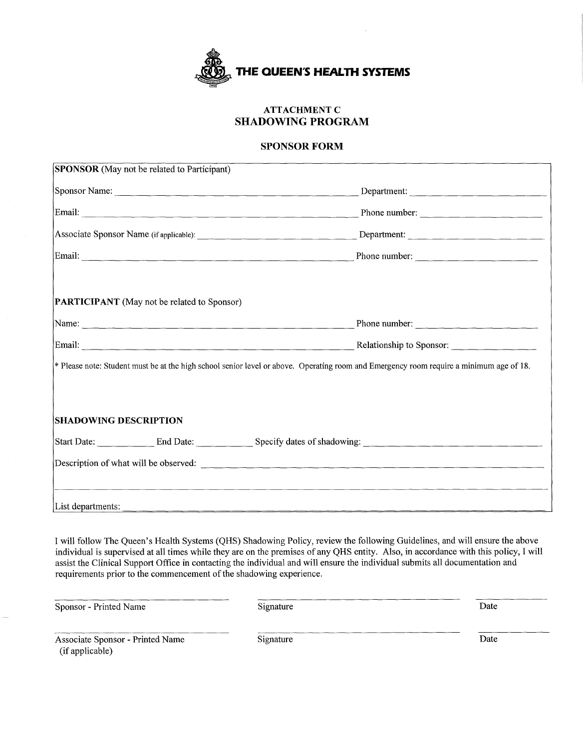**THE QUEEN'S HEALTH SYSTEMS**

## ATTACHMENT C
## SHADOWING PROGRAM

### SPONSOR FORM

**SPONSOR** (May not be related to Participant)

Sponsor Name: ______________________________ Department: ______________________

Email: ______________________________ Phone number: ______________________

Associate Sponsor Name (if applicable): ______________________________ Department: ______________________

Email: ______________________________ Phone number: ______________________

**PARTICIPANT** (May not be related to Sponsor)

Name: ______________________________ Phone number: ______________________

Email: ______________________________ Relationship to Sponsor: ______________________

* Please note: Student must be at the high school senior level or above. Operating room and Emergency room require a minimum age of 18.

**SHADOWING DESCRIPTION**

Start Date: __________ End Date: __________ Specify dates of shadowing: ______________________________

Description of what will be observed: ______________________________

______________________________

List departments: ______________________________

I will follow The Queen's Health Systems (QHS) Shadowing Policy, review the following Guidelines, and will ensure the above individual is supervised at all times while they are on the premises of any QHS entity. Also, in accordance with this policy, I will assist the Clinical Support Office in contacting the individual and will ensure the individual submits all documentation and requirements prior to the commencement of the shadowing experience.

| ______________________________ | ______________________________ | __________ |
|---|---|---|
| Sponsor - Printed Name | Signature | Date |
| ______________________________ | ______________________________ | __________ |
| Associate Sponsor - Printed Name (if applicable) | Signature | Date |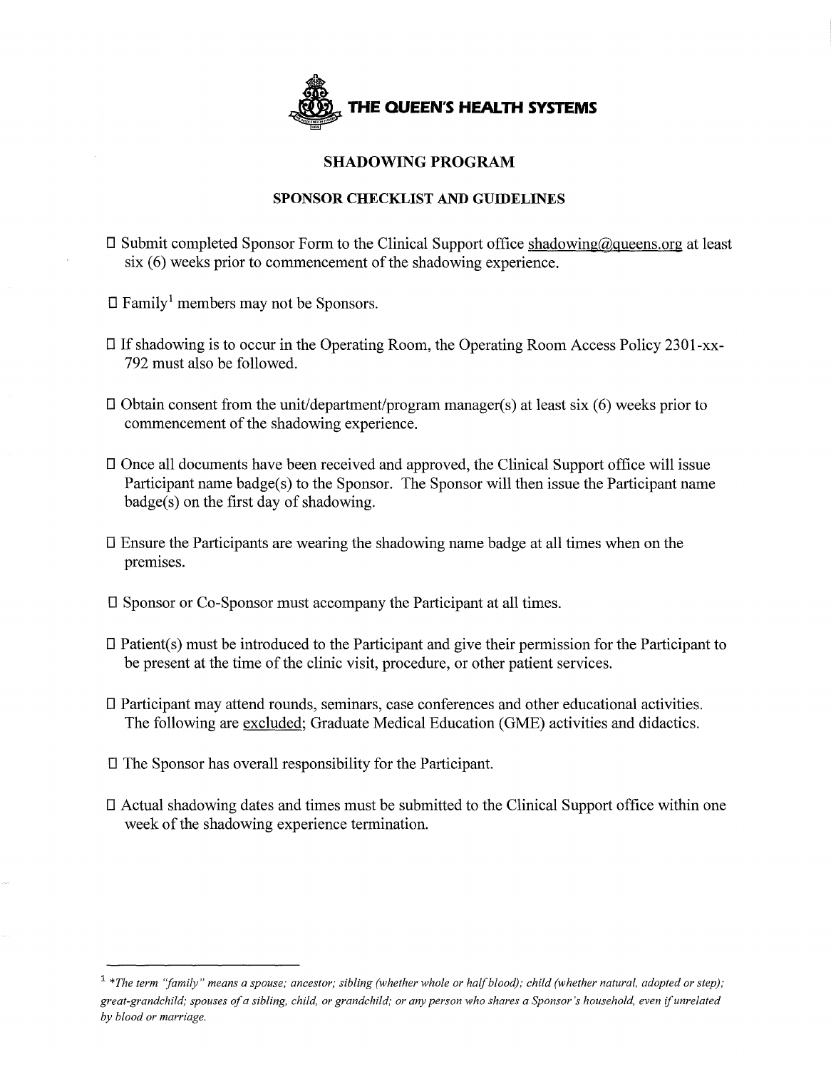**THE QUEEN'S HEALTH SYSTEMS**

## SHADOWING PROGRAM

### SPONSOR CHECKLIST AND GUIDELINES

- ☐ Submit completed Sponsor Form to the Clinical Support office shadowing@queens.org at least six (6) weeks prior to commencement of the shadowing experience.
- ☐ Family[1] members may not be Sponsors.
- ☐ If shadowing is to occur in the Operating Room, the Operating Room Access Policy 2301-xx-792 must also be followed.
- ☐ Obtain consent from the unit/department/program manager(s) at least six (6) weeks prior to commencement of the shadowing experience.
- ☐ Once all documents have been received and approved, the Clinical Support office will issue Participant name badge(s) to the Sponsor. The Sponsor will then issue the Participant name badge(s) on the first day of shadowing.
- ☐ Ensure the Participants are wearing the shadowing name badge at all times when on the premises.
- ☐ Sponsor or Co-Sponsor must accompany the Participant at all times.
- ☐ Patient(s) must be introduced to the Participant and give their permission for the Participant to be present at the time of the clinic visit, procedure, or other patient services.
- ☐ Participant may attend rounds, seminars, case conferences and other educational activities. The following are <u>excluded</u>; Graduate Medical Education (GME) activities and didactics.
- ☐ The Sponsor has overall responsibility for the Participant.
- ☐ Actual shadowing dates and times must be submitted to the Clinical Support office within one week of the shadowing experience termination.

---

[1] **The term "family" means a spouse; ancestor; sibling (whether whole or half blood); child (whether natural, adopted or step); great-grandchild; spouses of a sibling, child, or grandchild; or any person who shares a Sponsor's household, even if unrelated by blood or marriage.*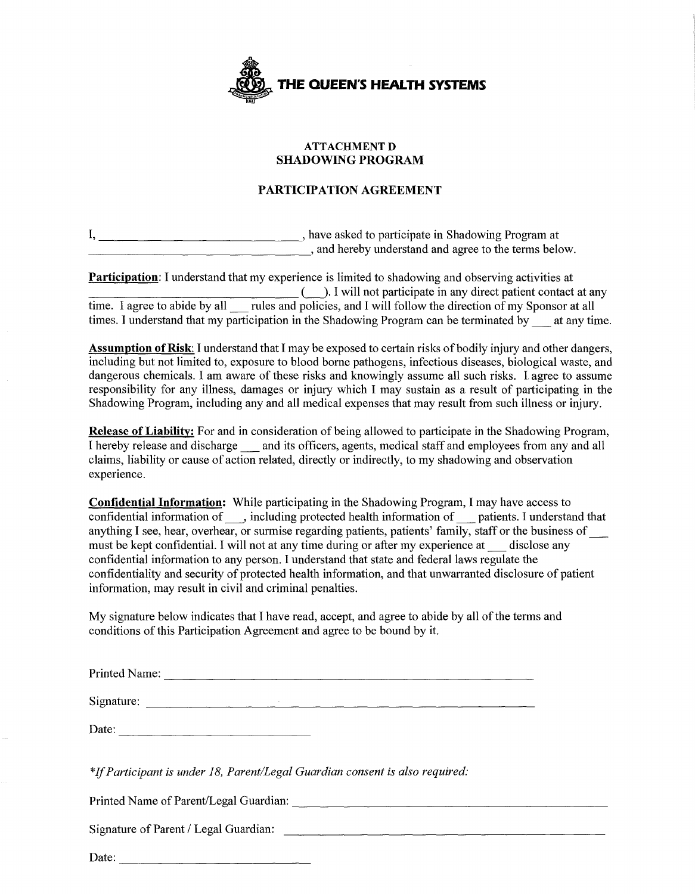**THE QUEEN'S HEALTH SYSTEMS**

## ATTACHMENT D
## SHADOWING PROGRAM

## PARTICIPATION AGREEMENT

I, ______________________________, have asked to participate in Shadowing Program at ______________________________, and hereby understand and agree to the terms below.

**Participation**: I understand that my experience is limited to shadowing and observing activities at ______________________________ (___). I will not participate in any direct patient contact at any time. I agree to abide by all ___ rules and policies, and I will follow the direction of my Sponsor at all times. I understand that my participation in the Shadowing Program can be terminated by ___ at any time.

**Assumption of Risk**: I understand that I may be exposed to certain risks of bodily injury and other dangers, including but not limited to, exposure to blood borne pathogens, infectious diseases, biological waste, and dangerous chemicals. I am aware of these risks and knowingly assume all such risks. I agree to assume responsibility for any illness, damages or injury which I may sustain as a result of participating in the Shadowing Program, including any and all medical expenses that may result from such illness or injury.

**Release of Liability:** For and in consideration of being allowed to participate in the Shadowing Program, I hereby release and discharge ___ and its officers, agents, medical staff and employees from any and all claims, liability or cause of action related, directly or indirectly, to my shadowing and observation experience.

**Confidential Information:** While participating in the Shadowing Program, I may have access to confidential information of ___, including protected health information of ___ patients. I understand that anything I see, hear, overhear, or surmise regarding patients, patients' family, staff or the business of ___ must be kept confidential. I will not at any time during or after my experience at ___ disclose any confidential information to any person. I understand that state and federal laws regulate the confidentiality and security of protected health information, and that unwarranted disclosure of patient information, may result in civil and criminal penalties.

My signature below indicates that I have read, accept, and agree to abide by all of the terms and conditions of this Participation Agreement and agree to be bound by it.

Printed Name: ______________________________

Signature: ______________________________

Date: ______________________________

*\*If Participant is under 18, Parent/Legal Guardian consent is also required:*

Printed Name of Parent/Legal Guardian: ______________________________

Signature of Parent / Legal Guardian: ______________________________

Date: ______________________________